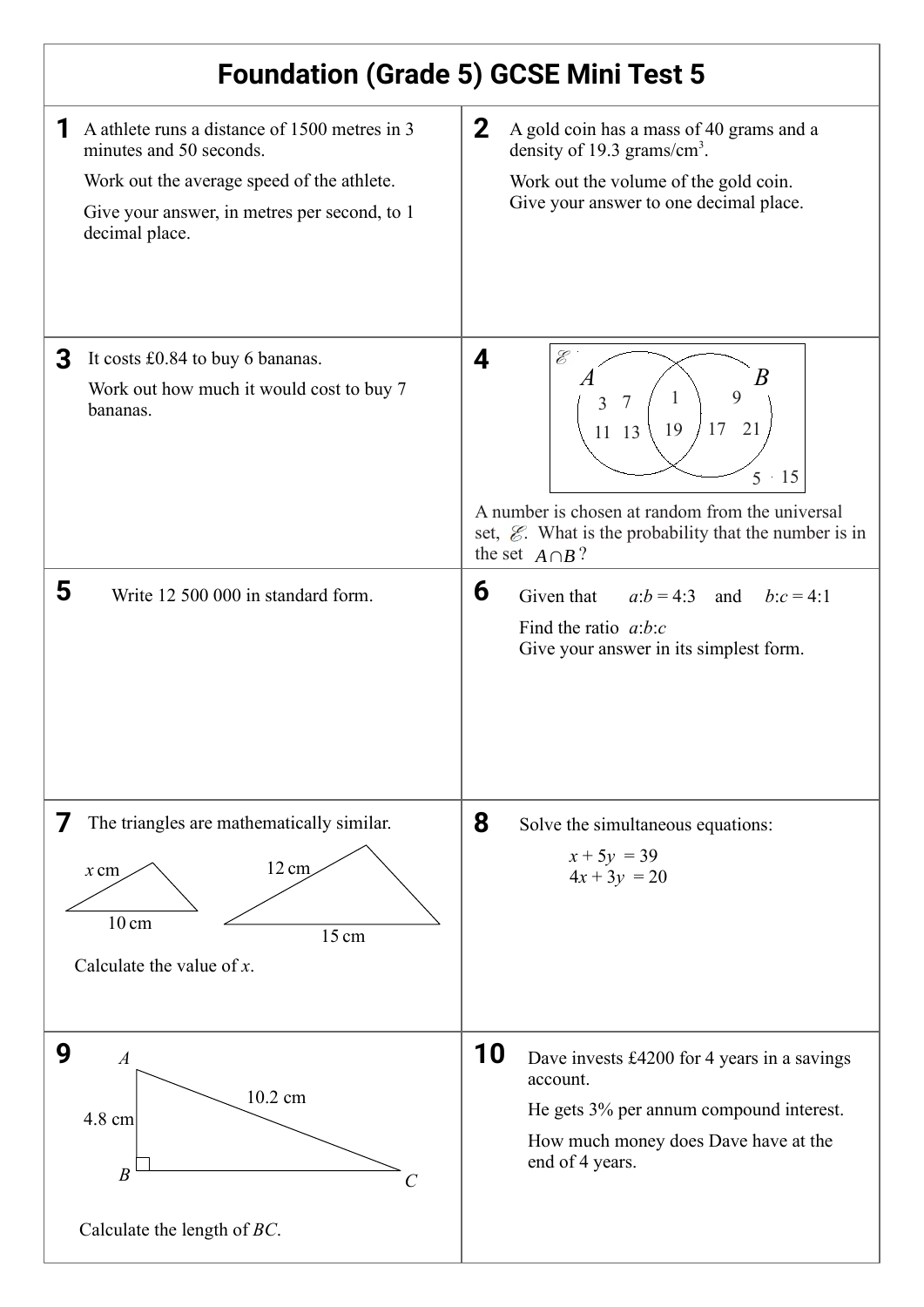# Foundation (Grade 5) GCSE Mini Test 5

**1** A athlete runs a distance of 1500 metres in 3 minutes and 50 seconds.

Work out the average speed of the athlete.

Give your answer, in metres per second, to 1 decimal place.

**2** A gold coin has a mass of 40 grams and a density of 19.3 grams/cm$^3$.

Work out the volume of the gold coin.
Give your answer to one decimal place.

**3** It costs £0.84 to buy 6 bananas.

Work out how much it would cost to buy 7 bananas.

**4**

$\mathscr{E}$; A: 3, 7, 11, 13; $A \cap B$: 1, 19; B: 9, 17, 21; outside: 5, 15

A number is chosen at random from the universal set, $\mathscr{E}$. What is the probability that the number is in the set $A \cap B$?

**5** Write 12 500 000 in standard form.

**6** Given that $a:b = 4:3$ and $b:c = 4:1$

Find the ratio $a:b:c$
Give your answer in its simplest form.

**7** The triangles are mathematically similar.

Smaller triangle: $x$ cm, 10 cm. Larger triangle: 12 cm, 15 cm.

Calculate the value of $x$.

**8** Solve the simultaneous equations:

$$x + 5y = 39$$
$$4x + 3y = 20$$

**9**

Right-angled triangle $ABC$ with the right angle at $B$. $AB = 4.8$ cm, $AC = 10.2$ cm.

Calculate the length of $BC$.

**10** Dave invests £4200 for 4 years in a savings account.

He gets 3% per annum compound interest.

How much money does Dave have at the end of 4 years.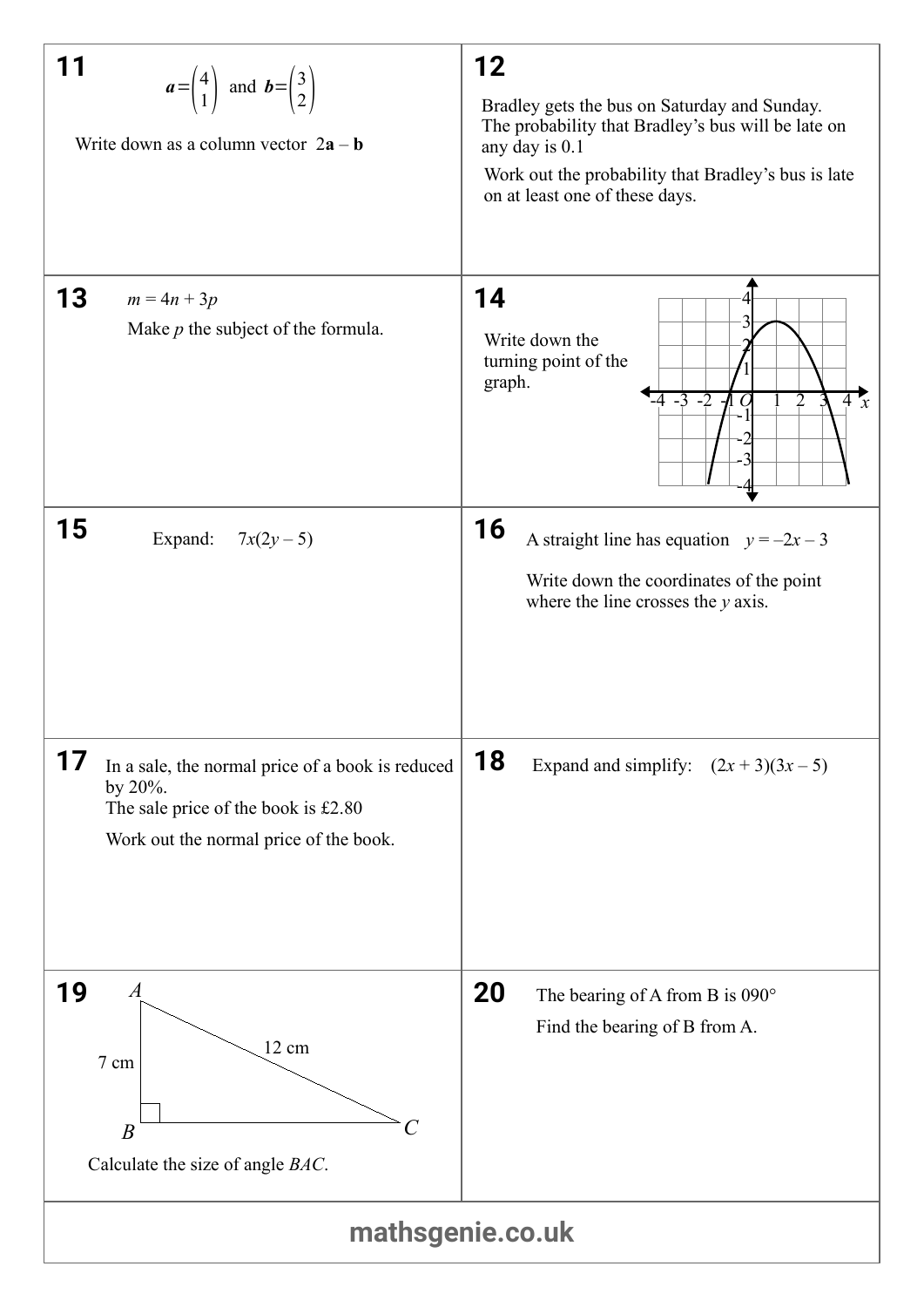## 11

$$\boldsymbol{a} = \begin{pmatrix} 4 \\ 1 \end{pmatrix} \text{ and } \boldsymbol{b} = \begin{pmatrix} 3 \\ 2 \end{pmatrix}$$

Write down as a column vector $2\mathbf{a} - \mathbf{b}$

## 12

Bradley gets the bus on Saturday and Sunday.
The probability that Bradley's bus will be late on any day is 0.1

Work out the probability that Bradley's bus is late on at least one of these days.

## 13

$m = 4n + 3p$

Make $p$ the subject of the formula.

## 14

Write down the turning point of the graph.

4
3
2
1
-4 -3 -2 -1 O 1 2 3 4 x
-1
-2
-3
-4

## 15

Expand: $7x(2y - 5)$

## 16

A straight line has equation $y = -2x - 3$

Write down the coordinates of the point where the line crosses the $y$ axis.

## 17

In a sale, the normal price of a book is reduced by 20%.
The sale price of the book is £2.80

Work out the normal price of the book.

## 18

Expand and simplify: $(2x + 3)(3x - 5)$

## 19

A
B
C
7 cm
12 cm

Calculate the size of angle $BAC$.

## 20

The bearing of A from B is 090°

Find the bearing of B from A.

mathsgenie.co.uk